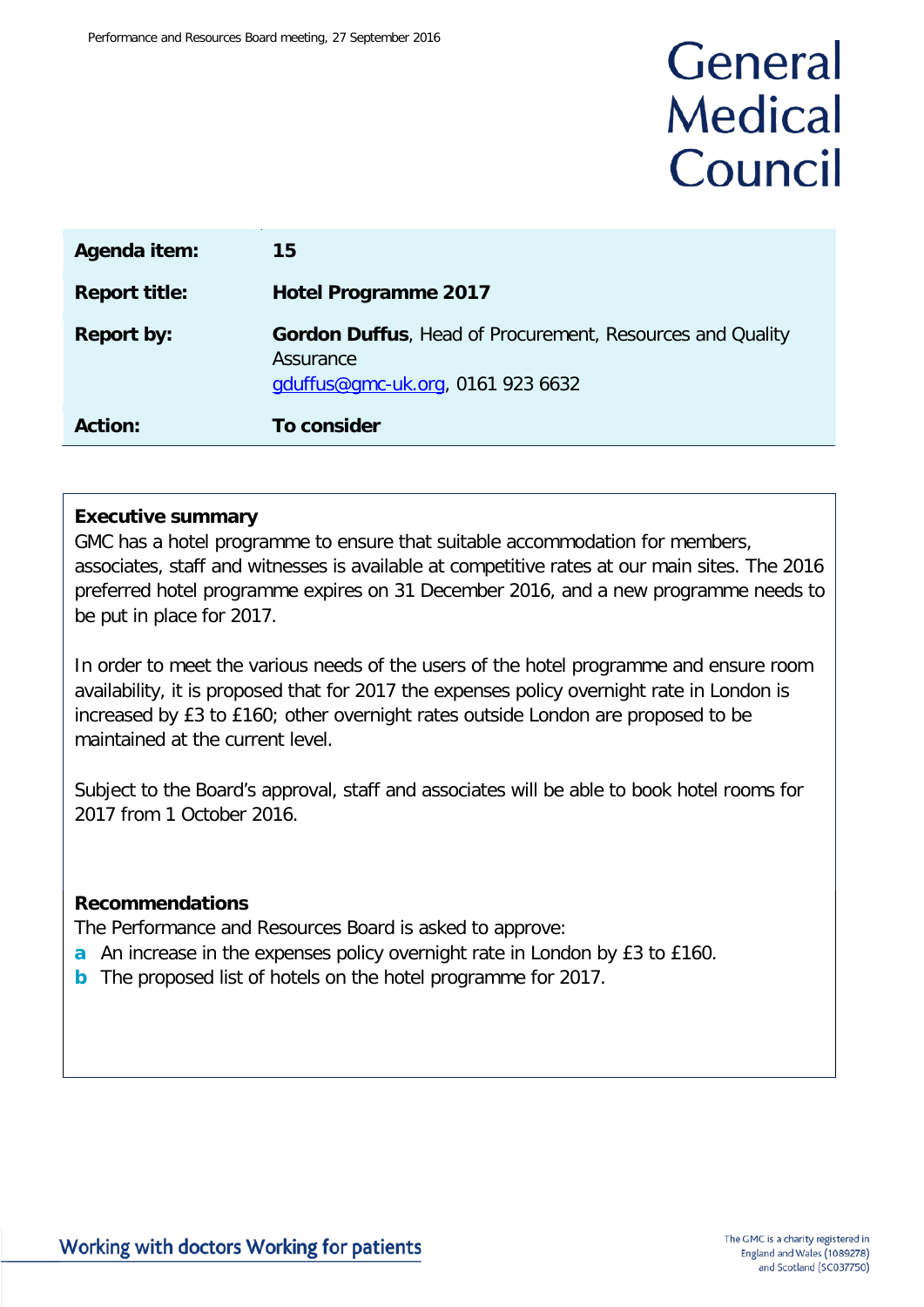# General Medical Council

| | |
|---|---|
| **Agenda item:** | **15** |
| **Report title:** | **Hotel Programme 2017** |
| **Report by:** | **Gordon Duffus**, Head of Procurement, Resources and Quality Assurance<br>gduffus@gmc-uk.org, 0161 923 6632 |
| **Action:** | **To consider** |

## Executive summary

GMC has a hotel programme to ensure that suitable accommodation for members, associates, staff and witnesses is available at competitive rates at our main sites. The 2016 preferred hotel programme expires on 31 December 2016, and a new programme needs to be put in place for 2017.

In order to meet the various needs of the users of the hotel programme and ensure room availability, it is proposed that for 2017 the expenses policy overnight rate in London is increased by £3 to £160; other overnight rates outside London are proposed to be maintained at the current level.

Subject to the Board's approval, staff and associates will be able to book hotel rooms for 2017 from 1 October 2016.

## Recommendations

The Performance and Resources Board is asked to approve:

- **a** An increase in the expenses policy overnight rate in London by £3 to £160.
- **b** The proposed list of hotels on the hotel programme for 2017.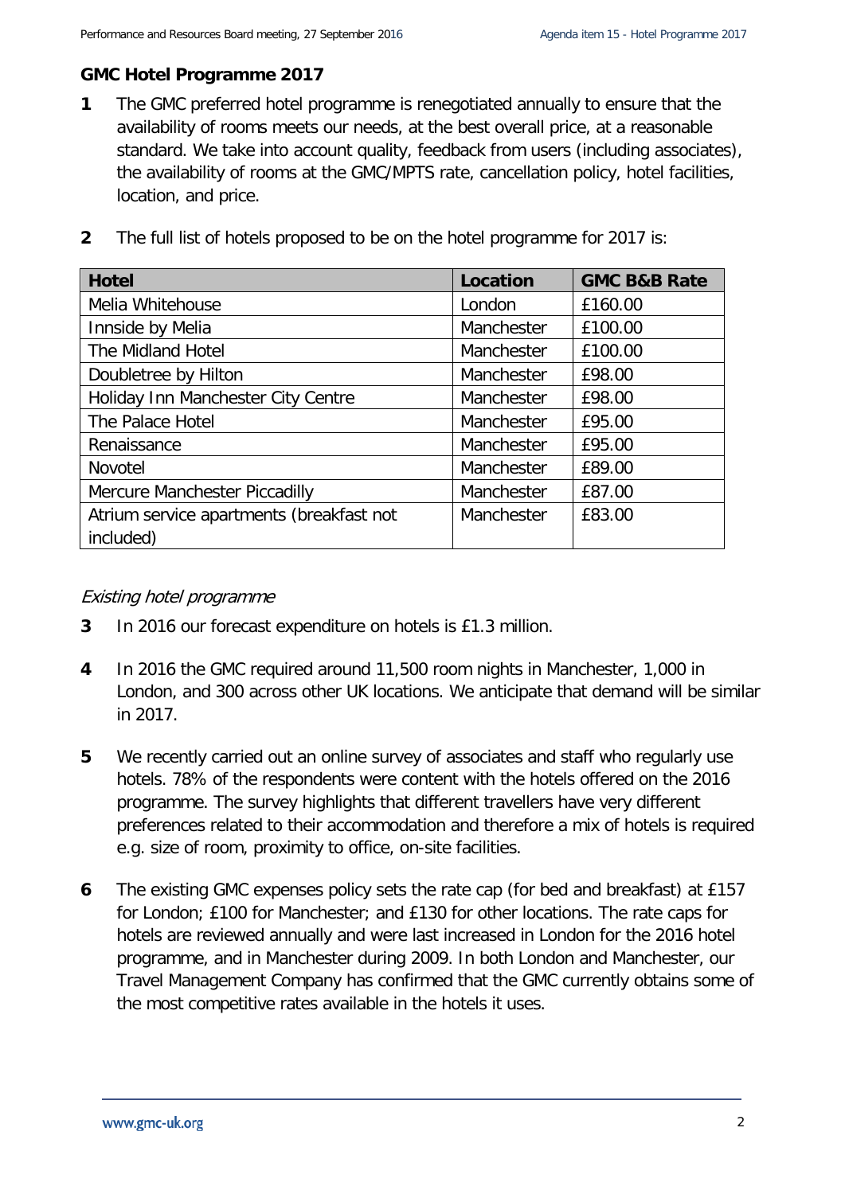## GMC Hotel Programme 2017

**1** The GMC preferred hotel programme is renegotiated annually to ensure that the availability of rooms meets our needs, at the best overall price, at a reasonable standard. We take into account quality, feedback from users (including associates), the availability of rooms at the GMC/MPTS rate, cancellation policy, hotel facilities, location, and price.

**2** The full list of hotels proposed to be on the hotel programme for 2017 is:

| Hotel | Location | GMC B&B Rate |
|---|---|---|
| Melia Whitehouse | London | £160.00 |
| Innside by Melia | Manchester | £100.00 |
| The Midland Hotel | Manchester | £100.00 |
| Doubletree by Hilton | Manchester | £98.00 |
| Holiday Inn Manchester City Centre | Manchester | £98.00 |
| The Palace Hotel | Manchester | £95.00 |
| Renaissance | Manchester | £95.00 |
| Novotel | Manchester | £89.00 |
| Mercure Manchester Piccadilly | Manchester | £87.00 |
| Atrium service apartments (breakfast not included) | Manchester | £83.00 |

*Existing hotel programme*

**3** In 2016 our forecast expenditure on hotels is £1.3 million.

**4** In 2016 the GMC required around 11,500 room nights in Manchester, 1,000 in London, and 300 across other UK locations. We anticipate that demand will be similar in 2017.

**5** We recently carried out an online survey of associates and staff who regularly use hotels. 78% of the respondents were content with the hotels offered on the 2016 programme. The survey highlights that different travellers have very different preferences related to their accommodation and therefore a mix of hotels is required e.g. size of room, proximity to office, on-site facilities.

**6** The existing GMC expenses policy sets the rate cap (for bed and breakfast) at £157 for London; £100 for Manchester; and £130 for other locations. The rate caps for hotels are reviewed annually and were last increased in London for the 2016 hotel programme, and in Manchester during 2009. In both London and Manchester, our Travel Management Company has confirmed that the GMC currently obtains some of the most competitive rates available in the hotels it uses.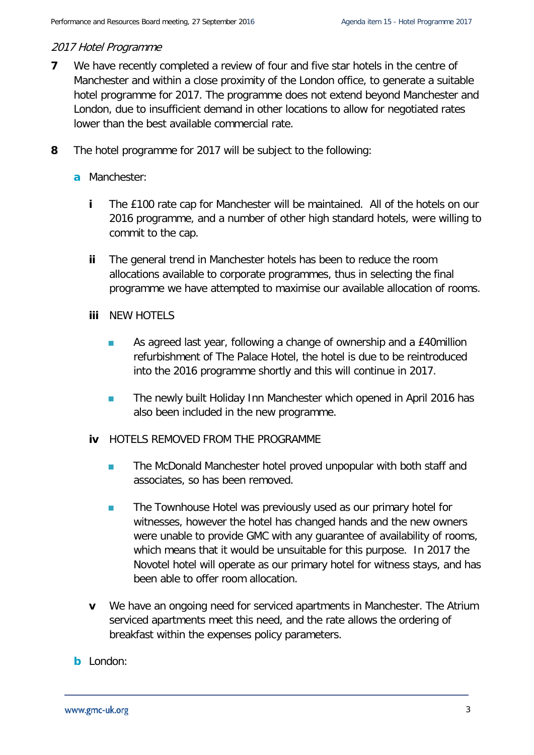*2017 Hotel Programme*

**7** We have recently completed a review of four and five star hotels in the centre of Manchester and within a close proximity of the London office, to generate a suitable hotel programme for 2017. The programme does not extend beyond Manchester and London, due to insufficient demand in other locations to allow for negotiated rates lower than the best available commercial rate.

**8** The hotel programme for 2017 will be subject to the following:

**a** Manchester:

**i** The £100 rate cap for Manchester will be maintained. All of the hotels on our 2016 programme, and a number of other high standard hotels, were willing to commit to the cap.

**ii** The general trend in Manchester hotels has been to reduce the room allocations available to corporate programmes, thus in selecting the final programme we have attempted to maximise our available allocation of rooms.

**iii** NEW HOTELS

- As agreed last year, following a change of ownership and a £40million refurbishment of The Palace Hotel, the hotel is due to be reintroduced into the 2016 programme shortly and this will continue in 2017.
- The newly built Holiday Inn Manchester which opened in April 2016 has also been included in the new programme.

**iv** HOTELS REMOVED FROM THE PROGRAMME

- The McDonald Manchester hotel proved unpopular with both staff and associates, so has been removed.
- The Townhouse Hotel was previously used as our primary hotel for witnesses, however the hotel has changed hands and the new owners were unable to provide GMC with any guarantee of availability of rooms, which means that it would be unsuitable for this purpose. In 2017 the Novotel hotel will operate as our primary hotel for witness stays, and has been able to offer room allocation.

**v** We have an ongoing need for serviced apartments in Manchester. The Atrium serviced apartments meet this need, and the rate allows the ordering of breakfast within the expenses policy parameters.

**b** London: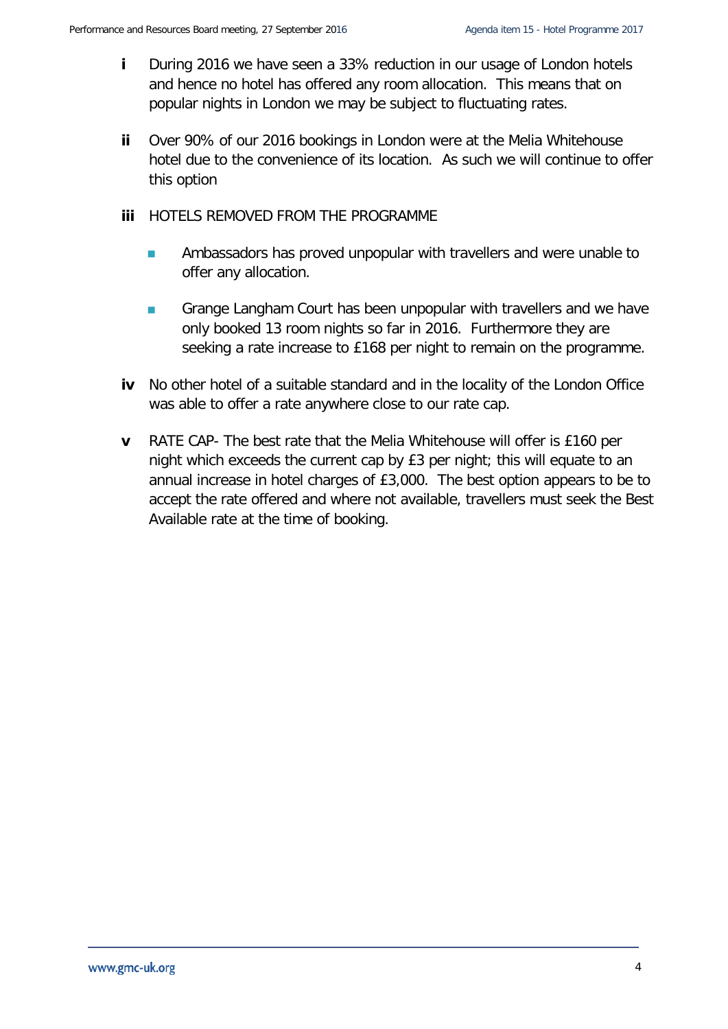**i** During 2016 we have seen a 33% reduction in our usage of London hotels and hence no hotel has offered any room allocation. This means that on popular nights in London we may be subject to fluctuating rates.

**ii** Over 90% of our 2016 bookings in London were at the Melia Whitehouse hotel due to the convenience of its location. As such we will continue to offer this option

**iii** HOTELS REMOVED FROM THE PROGRAMME

- Ambassadors has proved unpopular with travellers and were unable to offer any allocation.
- Grange Langham Court has been unpopular with travellers and we have only booked 13 room nights so far in 2016. Furthermore they are seeking a rate increase to £168 per night to remain on the programme.

**iv** No other hotel of a suitable standard and in the locality of the London Office was able to offer a rate anywhere close to our rate cap.

**v** RATE CAP- The best rate that the Melia Whitehouse will offer is £160 per night which exceeds the current cap by £3 per night; this will equate to an annual increase in hotel charges of £3,000. The best option appears to be to accept the rate offered and where not available, travellers must seek the Best Available rate at the time of booking.